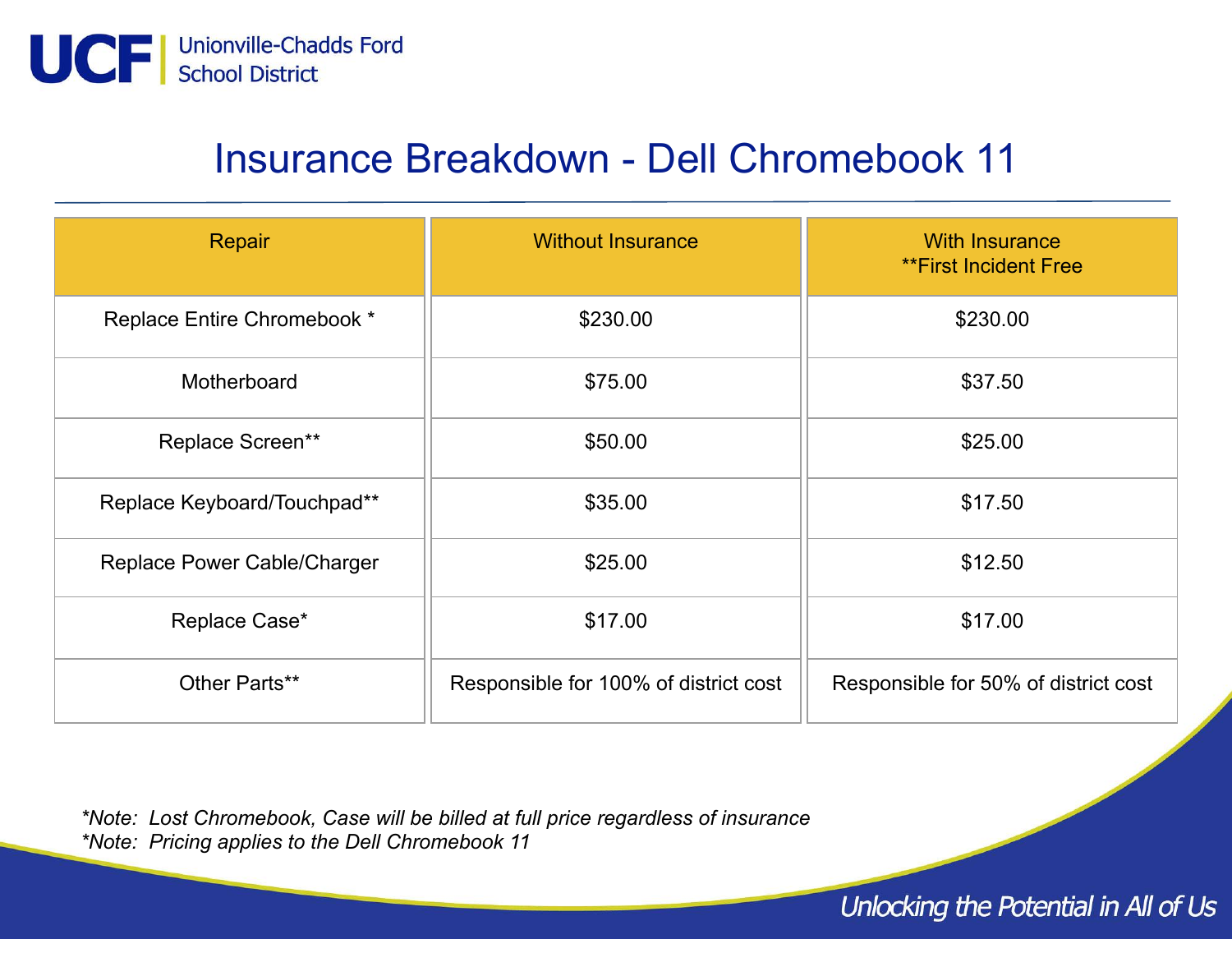UCF | Unionville-Chadds Ford School District

# Insurance Breakdown - Dell Chromebook 11

| Repair | Without Insurance | With Insurance **First Incident Free |
|---|---|---|
| Replace Entire Chromebook * | $230.00 | $230.00 |
| Motherboard | $75.00 | $37.50 |
| Replace Screen** | $50.00 | $25.00 |
| Replace Keyboard/Touchpad** | $35.00 | $17.50 |
| Replace Power Cable/Charger | $25.00 | $12.50 |
| Replace Case* | $17.00 | $17.00 |
| Other Parts** | Responsible for 100% of district cost | Responsible for 50% of district cost |

*\*Note: Lost Chromebook, Case will be billed at full price regardless of insurance*
*\*Note: Pricing applies to the Dell Chromebook 11*

*Unlocking the Potential in All of Us*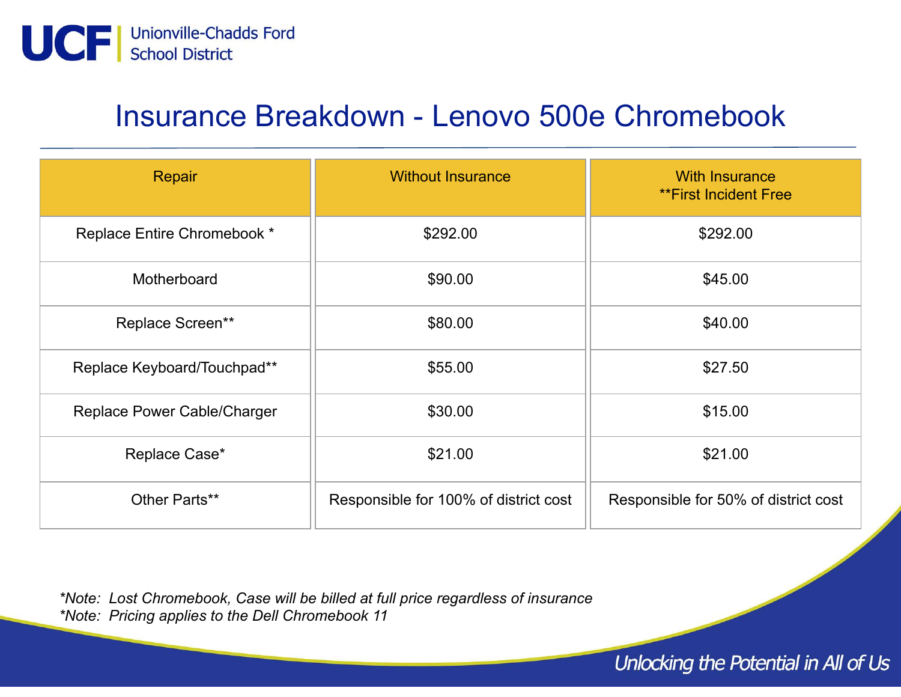UCF | Unionville-Chadds Ford School District

# Insurance Breakdown - Lenovo 500e Chromebook

| Repair | Without Insurance | With Insurance **First Incident Free |
|---|---|---|
| Replace Entire Chromebook * | $292.00 | $292.00 |
| Motherboard | $90.00 | $45.00 |
| Replace Screen** | $80.00 | $40.00 |
| Replace Keyboard/Touchpad** | $55.00 | $27.50 |
| Replace Power Cable/Charger | $30.00 | $15.00 |
| Replace Case* | $21.00 | $21.00 |
| Other Parts** | Responsible for 100% of district cost | Responsible for 50% of district cost |

*\*Note: Lost Chromebook, Case will be billed at full price regardless of insurance*
*\*Note: Pricing applies to the Dell Chromebook 11*

*Unlocking the Potential in All of Us*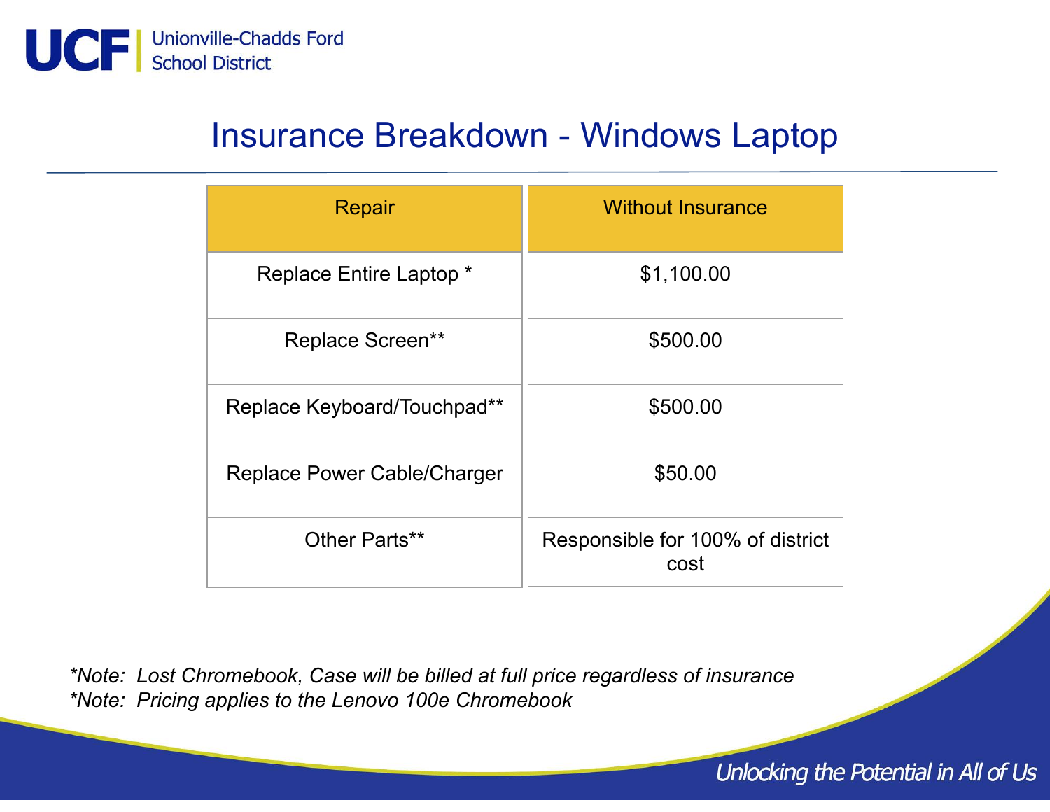# Insurance Breakdown - Windows Laptop

| Repair | Without Insurance |
| --- | --- |
| Replace Entire Laptop * | $1,100.00 |
| Replace Screen** | $500.00 |
| Replace Keyboard/Touchpad** | $500.00 |
| Replace Power Cable/Charger | $50.00 |
| Other Parts** | Responsible for 100% of district cost |

*\*Note: Lost Chromebook, Case will be billed at full price regardless of insurance*
*\*Note: Pricing applies to the Lenovo 100e Chromebook*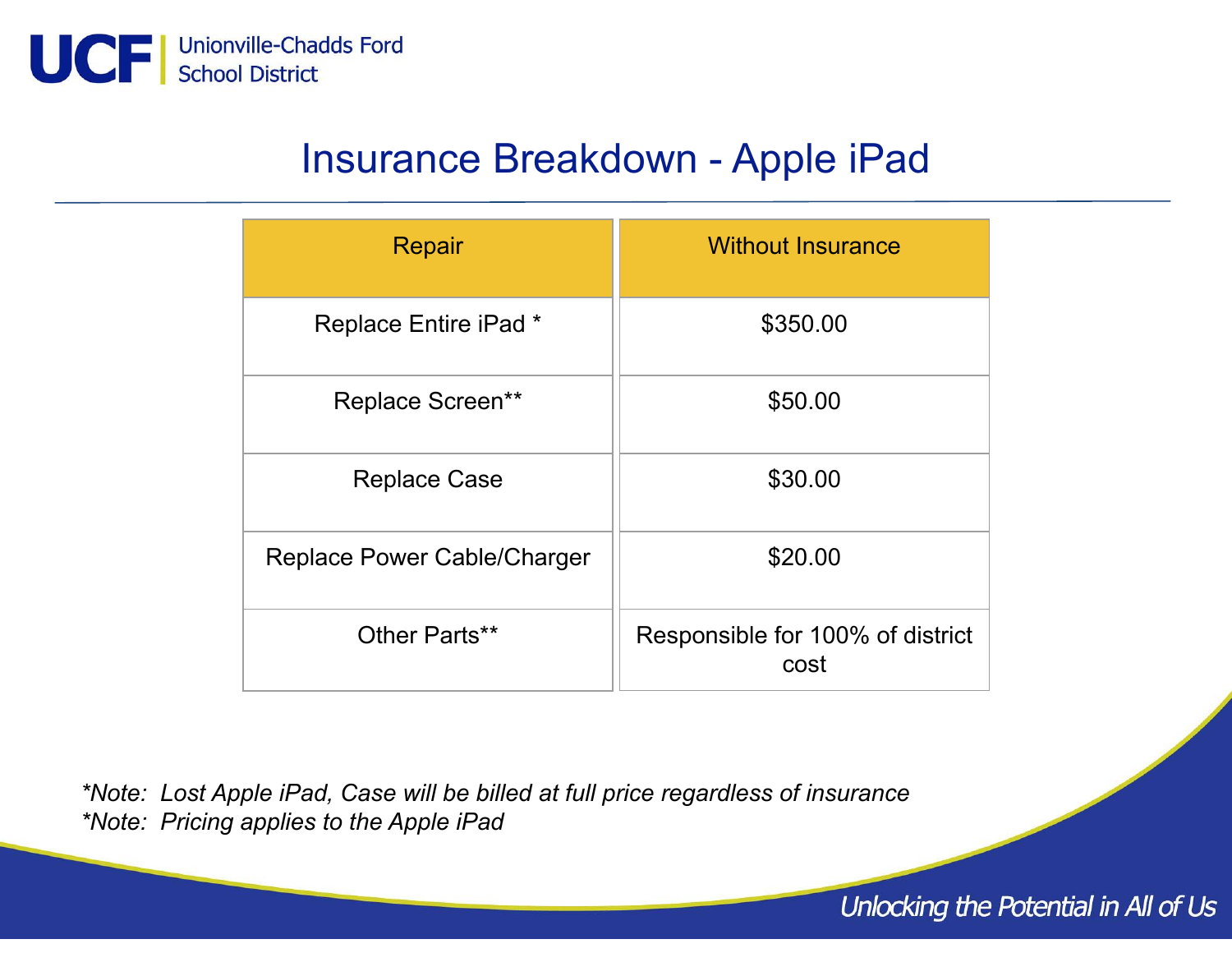UCF Unionville-Chadds Ford School District

# Insurance Breakdown - Apple iPad

| Repair | Without Insurance |
| --- | --- |
| Replace Entire iPad * | $350.00 |
| Replace Screen** | $50.00 |
| Replace Case | $30.00 |
| Replace Power Cable/Charger | $20.00 |
| Other Parts** | Responsible for 100% of district cost |

*\*Note: Lost Apple iPad, Case will be billed at full price regardless of insurance*
*\*Note: Pricing applies to the Apple iPad*

*Unlocking the Potential in All of Us*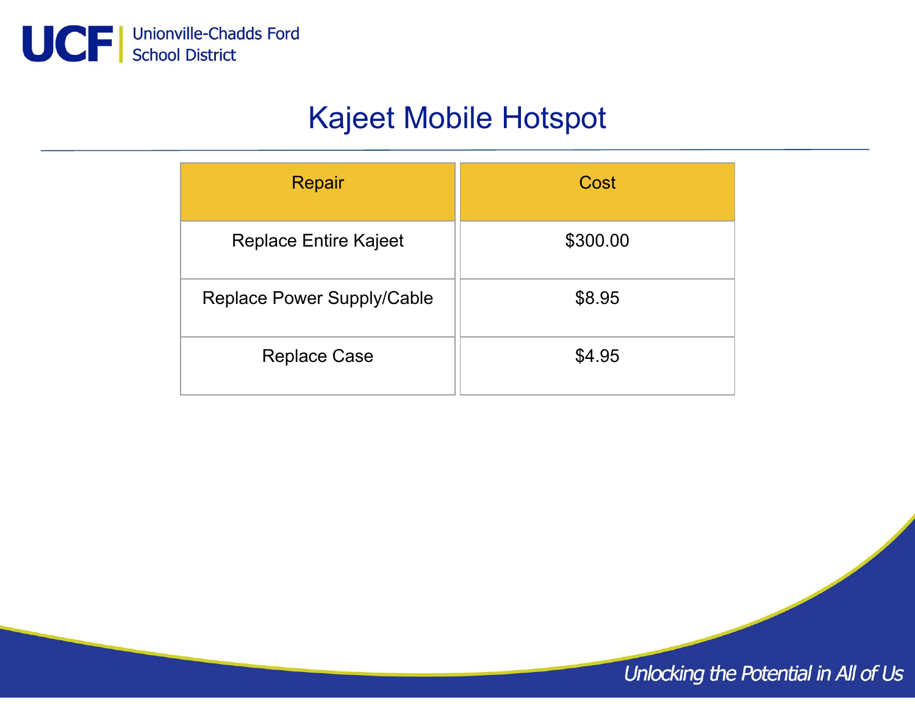# Kajeet Mobile Hotspot

| Repair | Cost |
|---|---|
| Replace Entire Kajeet | $300.00 |
| Replace Power Supply/Cable | $8.95 |
| Replace Case | $4.95 |